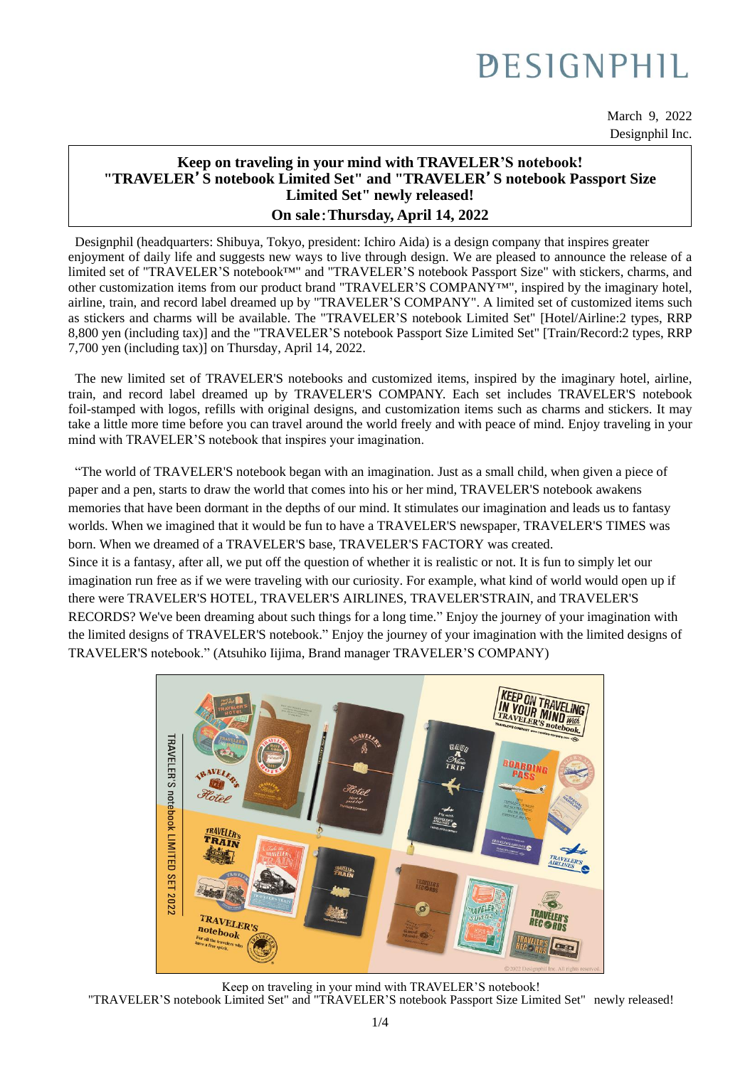DESIGNPHIL

March 9, 2022
Designphil Inc.

**Keep on traveling in your mind with TRAVELER'S notebook!**
**"TRAVELER'S notebook Limited Set" and "TRAVELER'S notebook Passport Size Limited Set" newly released!**
**On sale：Thursday, April 14, 2022**

Designphil (headquarters: Shibuya, Tokyo, president: Ichiro Aida) is a design company that inspires greater enjoyment of daily life and suggests new ways to live through design. We are pleased to announce the release of a limited set of "TRAVELER'S notebook™" and "TRAVELER'S notebook Passport Size" with stickers, charms, and other customization items from our product brand "TRAVELER'S COMPANY™", inspired by the imaginary hotel, airline, train, and record label dreamed up by "TRAVELER'S COMPANY". A limited set of customized items such as stickers and charms will be available. The "TRAVELER'S notebook Limited Set" [Hotel/Airline:2 types, RRP 8,800 yen (including tax)] and the "TRAVELER'S notebook Passport Size Limited Set" [Train/Record:2 types, RRP 7,700 yen (including tax)] on Thursday, April 14, 2022.

The new limited set of TRAVELER'S notebooks and customized items, inspired by the imaginary hotel, airline, train, and record label dreamed up by TRAVELER'S COMPANY. Each set includes TRAVELER'S notebook foil-stamped with logos, refills with original designs, and customization items such as charms and stickers. It may take a little more time before you can travel around the world freely and with peace of mind. Enjoy traveling in your mind with TRAVELER'S notebook that inspires your imagination.

"The world of TRAVELER'S notebook began with an imagination. Just as a small child, when given a piece of paper and a pen, starts to draw the world that comes into his or her mind, TRAVELER'S notebook awakens memories that have been dormant in the depths of our mind. It stimulates our imagination and leads us to fantasy worlds. When we imagined that it would be fun to have a TRAVELER'S newspaper, TRAVELER'S TIMES was born. When we dreamed of a TRAVELER'S base, TRAVELER'S FACTORY was created.
Since it is a fantasy, after all, we put off the question of whether it is realistic or not. It is fun to simply let our imagination run free as if we were traveling with our curiosity. For example, what kind of world would open up if there were TRAVELER'S HOTEL, TRAVELER'S AIRLINES, TRAVELER'STRAIN, and TRAVELER'S RECORDS? We've been dreaming about such things for a long time." Enjoy the journey of your imagination with the limited designs of TRAVELER'S notebook." Enjoy the journey of your imagination with the limited designs of TRAVELER'S notebook." (Atsuhiko Iijima, Brand manager TRAVELER'S COMPANY)

Keep on traveling in your mind with TRAVELER'S notebook!
"TRAVELER'S notebook Limited Set" and "TRAVELER'S notebook Passport Size Limited Set" newly released!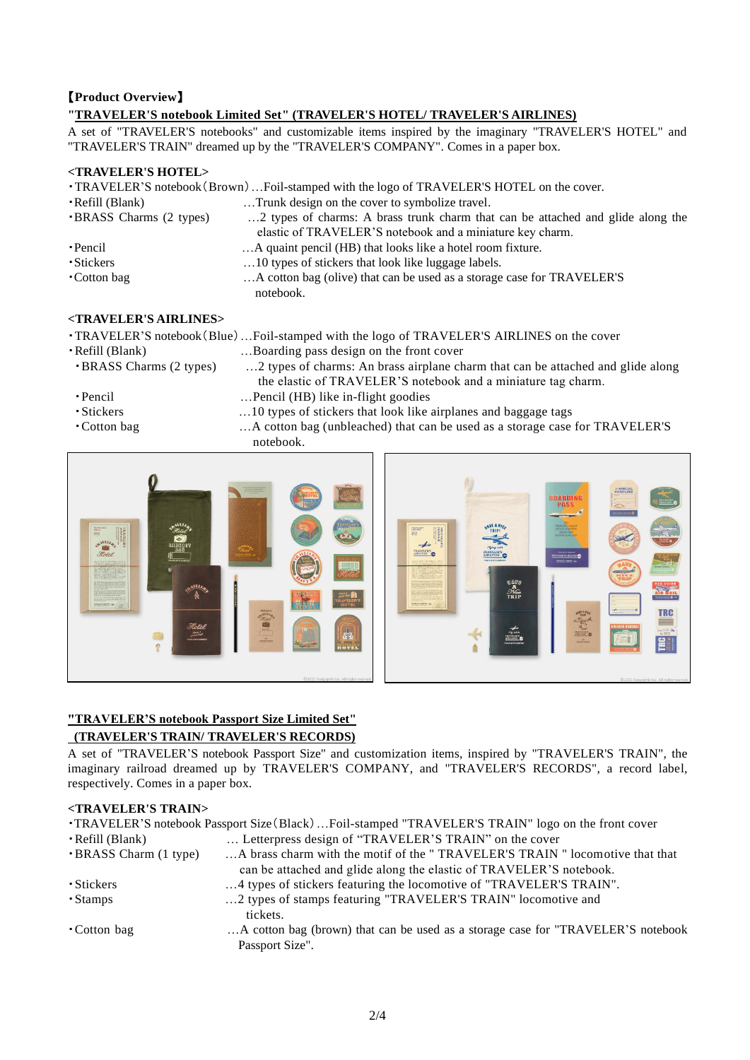**【Product Overview】**

**"TRAVELER'S notebook Limited Set" (TRAVELER'S HOTEL/ TRAVELER'S AIRLINES)**

A set of "TRAVELER'S notebooks" and customizable items inspired by the imaginary "TRAVELER'S HOTEL" and "TRAVELER'S TRAIN" dreamed up by the "TRAVELER'S COMPANY". Comes in a paper box.

**<TRAVELER'S HOTEL>**

- TRAVELER'S notebook (Brown) …Foil-stamped with the logo of TRAVELER'S HOTEL on the cover.
- Refill (Blank) …Trunk design on the cover to symbolize travel.
- BRASS Charms (2 types) …2 types of charms: A brass trunk charm that can be attached and glide along the elastic of TRAVELER'S notebook and a miniature key charm.
- Pencil …A quaint pencil (HB) that looks like a hotel room fixture.
- Stickers …10 types of stickers that look like luggage labels.
- Cotton bag …A cotton bag (olive) that can be used as a storage case for TRAVELER'S notebook.

**<TRAVELER'S AIRLINES>**

- TRAVELER'S notebook (Blue) …Foil-stamped with the logo of TRAVELER'S AIRLINES on the cover
- Refill (Blank) …Boarding pass design on the front cover
- BRASS Charms (2 types) …2 types of charms: An brass airplane charm that can be attached and glide along the elastic of TRAVELER'S notebook and a miniature tag charm.
- Pencil …Pencil (HB) like in-flight goodies
- Stickers …10 types of stickers that look like airplanes and baggage tags
- Cotton bag …A cotton bag (unbleached) that can be used as a storage case for TRAVELER'S notebook.

**"TRAVELER'S notebook Passport Size Limited Set" (TRAVELER'S TRAIN/ TRAVELER'S RECORDS)**

A set of "TRAVELER'S notebook Passport Size" and customization items, inspired by "TRAVELER'S TRAIN", the imaginary railroad dreamed up by TRAVELER'S COMPANY, and "TRAVELER'S RECORDS", a record label, respectively. Comes in a paper box.

**<TRAVELER'S TRAIN>**

- TRAVELER'S notebook Passport Size (Black) …Foil-stamped "TRAVELER'S TRAIN" logo on the front cover
- Refill (Blank) … Letterpress design of "TRAVELER'S TRAIN" on the cover
- BRASS Charm (1 type) …A brass charm with the motif of the " TRAVELER'S TRAIN " locomotive that that can be attached and glide along the elastic of TRAVELER'S notebook.
- Stickers …4 types of stickers featuring the locomotive of "TRAVELER'S TRAIN".
- Stamps …2 types of stamps featuring "TRAVELER'S TRAIN" locomotive and tickets.
- Cotton bag …A cotton bag (brown) that can be used as a storage case for "TRAVELER'S notebook Passport Size".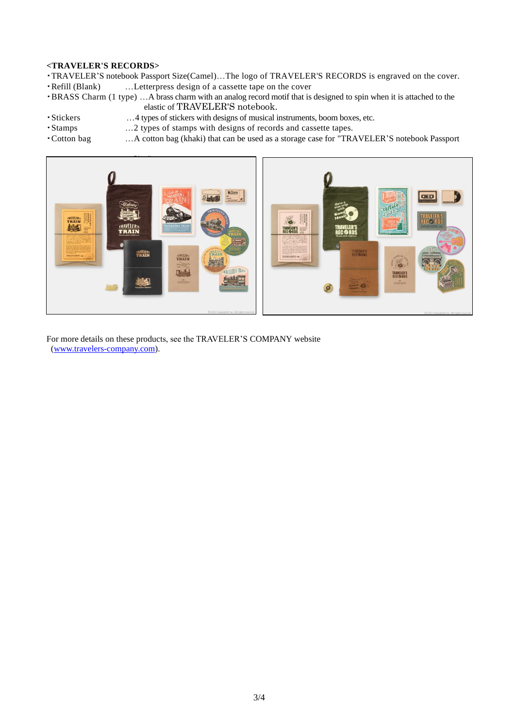**<TRAVELER'S RECORDS>**

- TRAVELER’S notebook Passport Size(Camel)…The logo of TRAVELER'S RECORDS is engraved on the cover.
- Refill (Blank) …Letterpress design of a cassette tape on the cover
- BRASS Charm (1 type) …A brass charm with an analog record motif that is designed to spin when it is attached to the elastic of TRAVELER'S notebook.
- Stickers …4 types of stickers with designs of musical instruments, boom boxes, etc.
- Stamps …2 types of stamps with designs of records and cassette tapes.
- Cotton bag …A cotton bag (khaki) that can be used as a storage case for "TRAVELER’S notebook Passport

For more details on these products, see the TRAVELER’S COMPANY website (www.travelers-company.com).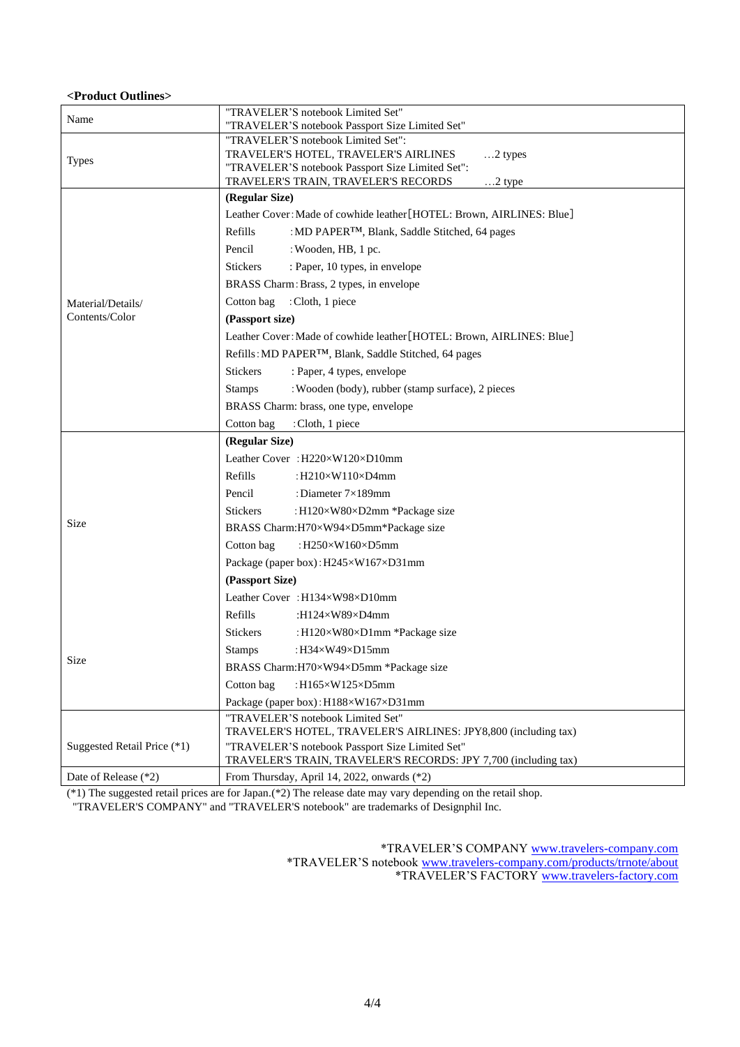**<Product Outlines>**

| | |
|---|---|
| Name | "TRAVELER'S notebook Limited Set"<br>"TRAVELER'S notebook Passport Size Limited Set" |
| Types | "TRAVELER'S notebook Limited Set":<br>TRAVELER'S HOTEL, TRAVELER'S AIRLINES …2 types<br>"TRAVELER'S notebook Passport Size Limited Set":<br>TRAVELER'S TRAIN, TRAVELER'S RECORDS …2 type |
| Material/Details/ Contents/Color | **(Regular Size)**<br>Leather Cover: Made of cowhide leather[HOTEL: Brown, AIRLINES: Blue]<br>Refills : MD PAPER™, Blank, Saddle Stitched, 64 pages<br>Pencil : Wooden, HB, 1 pc.<br>Stickers : Paper, 10 types, in envelope<br>BRASS Charm: Brass, 2 types, in envelope<br>Cotton bag : Cloth, 1 piece<br>**(Passport size)**<br>Leather Cover: Made of cowhide leather[HOTEL: Brown, AIRLINES: Blue]<br>Refills: MD PAPER™, Blank, Saddle Stitched, 64 pages<br>Stickers : Paper, 4 types, envelope<br>Stamps : Wooden (body), rubber (stamp surface), 2 pieces<br>BRASS Charm: brass, one type, envelope<br>Cotton bag : Cloth, 1 piece |
| Size | **(Regular Size)**<br>Leather Cover : H220×W120×D10mm<br>Refills : H210×W110×D4mm<br>Pencil : Diameter 7×189mm<br>Stickers : H120×W80×D2mm *Package size<br>BRASS Charm: H70×W94×D5mm*Package size<br>Cotton bag : H250×W160×D5mm<br>Package (paper box): H245×W167×D31mm |
| Size | **(Passport Size)**<br>Leather Cover : H134×W98×D10mm<br>Refills :H124×W89×D4mm<br>Stickers : H120×W80×D1mm *Package size<br>Stamps : H34×W49×D15mm<br>BRASS Charm: H70×W94×D5mm *Package size<br>Cotton bag : H165×W125×D5mm<br>Package (paper box): H188×W167×D31mm |
| Suggested Retail Price (*1) | "TRAVELER'S notebook Limited Set"<br>TRAVELER'S HOTEL, TRAVELER'S AIRLINES: JPY8,800 (including tax)<br>"TRAVELER'S notebook Passport Size Limited Set"<br>TRAVELER'S TRAIN, TRAVELER'S RECORDS: JPY 7,700 (including tax) |
| Date of Release (*2) | From Thursday, April 14, 2022, onwards (*2) |

(*1) The suggested retail prices are for Japan.(*2) The release date may vary depending on the retail shop.
"TRAVELER'S COMPANY" and "TRAVELER'S notebook" are trademarks of Designphil Inc.

*TRAVELER'S COMPANY www.travelers-company.com
*TRAVELER'S notebook www.travelers-company.com/products/trnote/about
*TRAVELER'S FACTORY www.travelers-factory.com